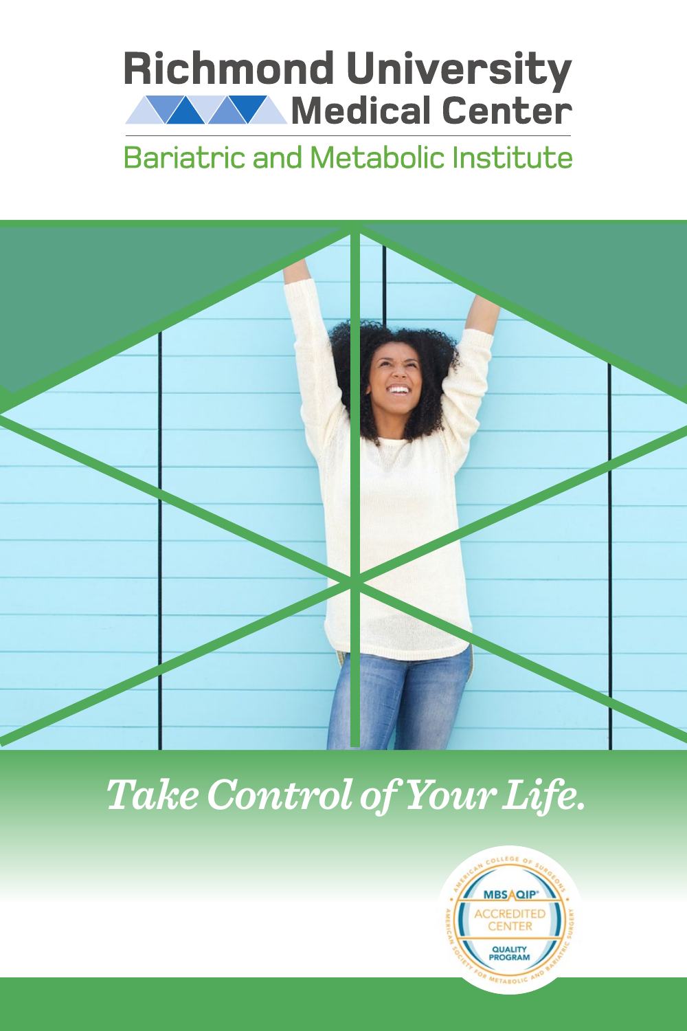# Richmond University Medical Center

## Bariatric and Metabolic Institute

*Take Control of Your Life.*

MBSAQIP® ACCREDITED CENTER QUALITY PROGRAM

AMERICAN COLLEGE OF SURGEONS · AMERICAN SOCIETY FOR METABOLIC AND BARIATRIC SURGERY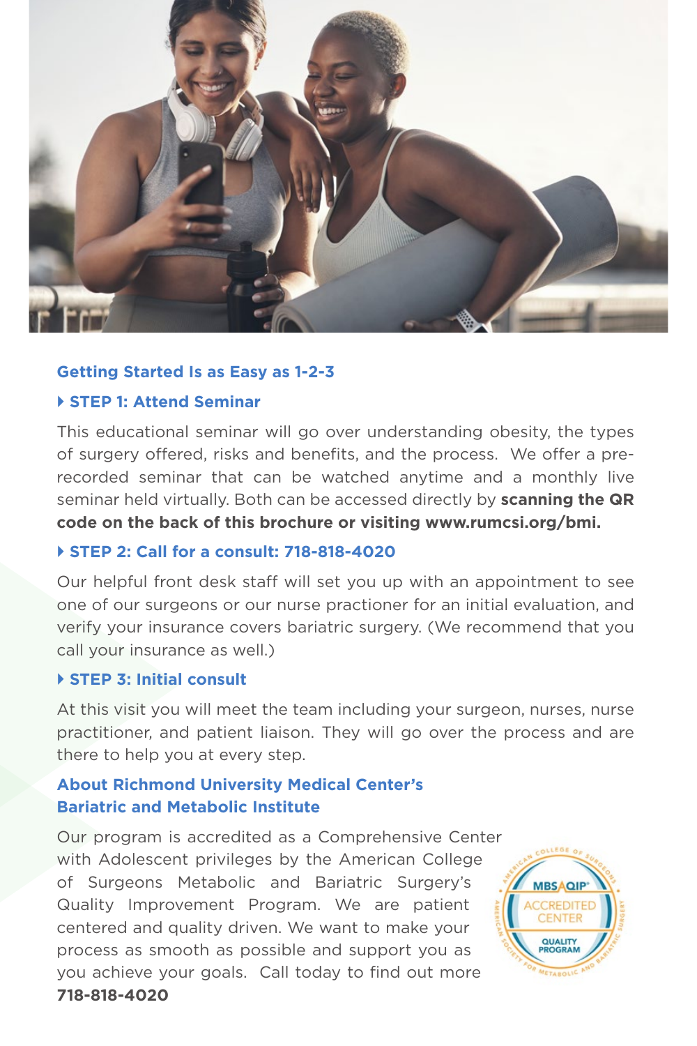## Getting Started Is as Easy as 1-2-3

### ▸ STEP 1: Attend Seminar

This educational seminar will go over understanding obesity, the types of surgery offered, risks and benefits, and the process. We offer a pre-recorded seminar that can be watched anytime and a monthly live seminar held virtually. Both can be accessed directly by **scanning the QR code on the back of this brochure or visiting www.rumcsi.org/bmi.**

### ▸ STEP 2: Call for a consult: 718-818-4020

Our helpful front desk staff will set you up with an appointment to see one of our surgeons or our nurse practioner for an initial evaluation, and verify your insurance covers bariatric surgery. (We recommend that you call your insurance as well.)

### ▸ STEP 3: Initial consult

At this visit you will meet the team including your surgeon, nurses, nurse practitioner, and patient liaison. They will go over the process and are there to help you at every step.

## About Richmond University Medical Center's Bariatric and Metabolic Institute

Our program is accredited as a Comprehensive Center with Adolescent privileges by the American College of Surgeons Metabolic and Bariatric Surgery's Quality Improvement Program. We are patient centered and quality driven. We want to make your process as smooth as possible and support you as you achieve your goals. Call today to find out more **718-818-4020**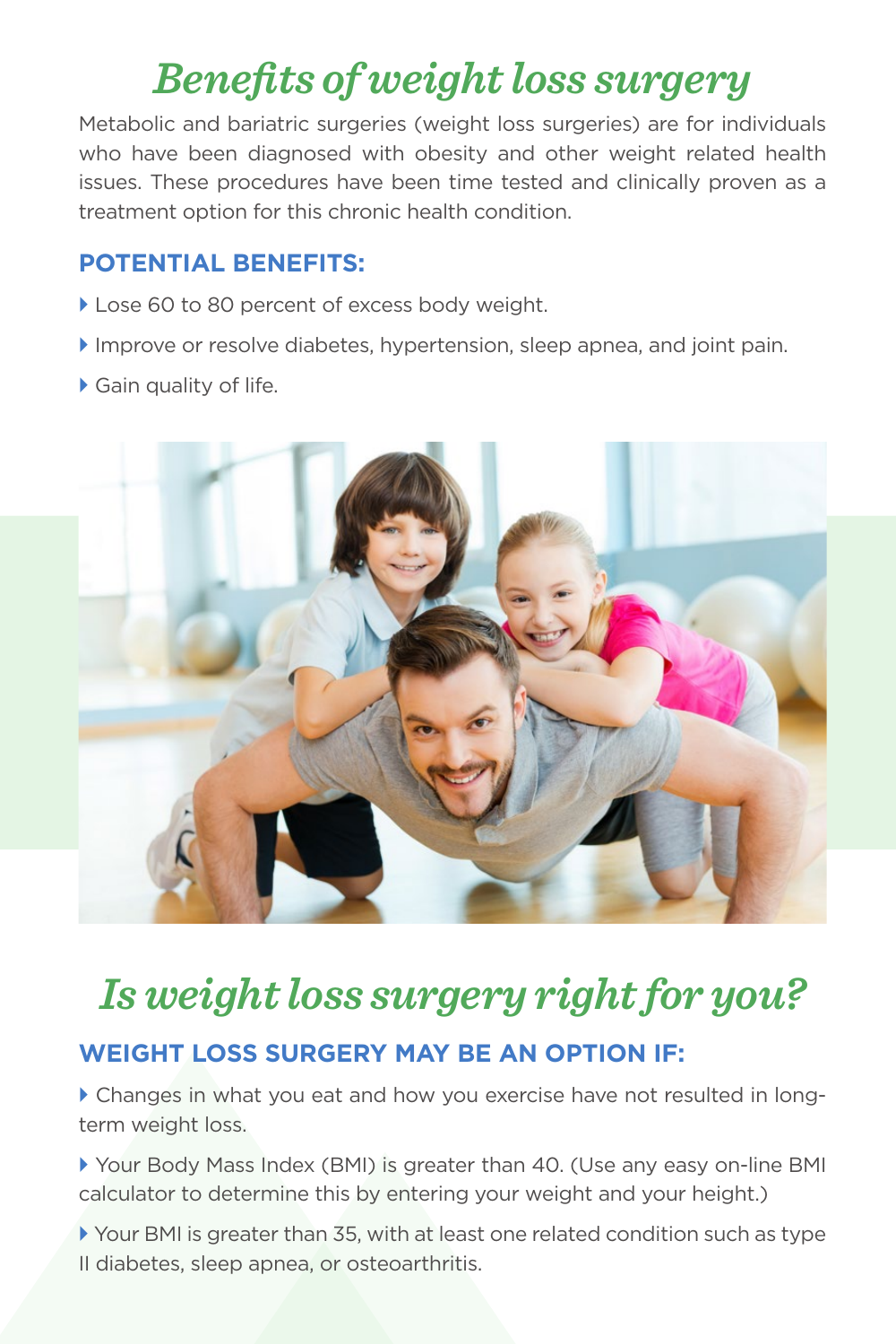# *Benefits of weight loss surgery*

Metabolic and bariatric surgeries (weight loss surgeries) are for individuals who have been diagnosed with obesity and other weight related health issues. These procedures have been time tested and clinically proven as a treatment option for this chronic health condition.

### POTENTIAL BENEFITS:

- Lose 60 to 80 percent of excess body weight.
- Improve or resolve diabetes, hypertension, sleep apnea, and joint pain.
- Gain quality of life.

# *Is weight loss surgery right for you?*

### WEIGHT LOSS SURGERY MAY BE AN OPTION IF:

- Changes in what you eat and how you exercise have not resulted in long-term weight loss.
- Your Body Mass Index (BMI) is greater than 40. (Use any easy on-line BMI calculator to determine this by entering your weight and your height.)
- Your BMI is greater than 35, with at least one related condition such as type II diabetes, sleep apnea, or osteoarthritis.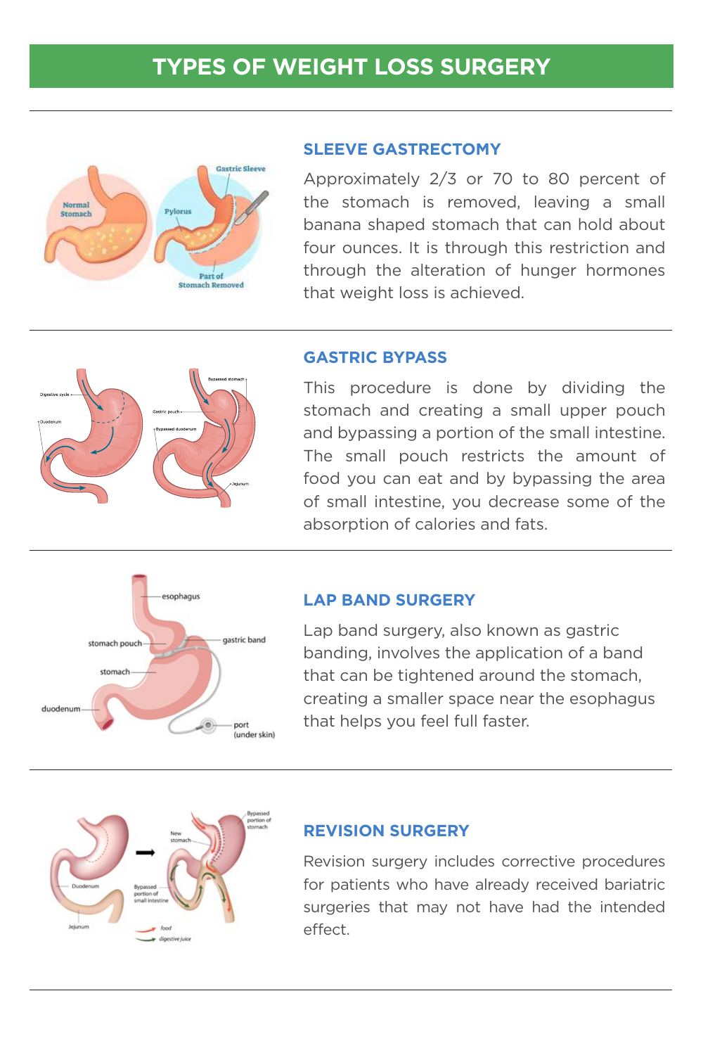# TYPES OF WEIGHT LOSS SURGERY

## SLEEVE GASTRECTOMY

Approximately 2/3 or 70 to 80 percent of the stomach is removed, leaving a small banana shaped stomach that can hold about four ounces. It is through this restriction and through the alteration of hunger hormones that weight loss is achieved.

## GASTRIC BYPASS

This procedure is done by dividing the stomach and creating a small upper pouch and bypassing a portion of the small intestine. The small pouch restricts the amount of food you can eat and by bypassing the area of small intestine, you decrease some of the absorption of calories and fats.

## LAP BAND SURGERY

Lap band surgery, also known as gastric banding, involves the application of a band that can be tightened around the stomach, creating a smaller space near the esophagus that helps you feel full faster.

## REVISION SURGERY

Revision surgery includes corrective procedures for patients who have already received bariatric surgeries that may not have had the intended effect.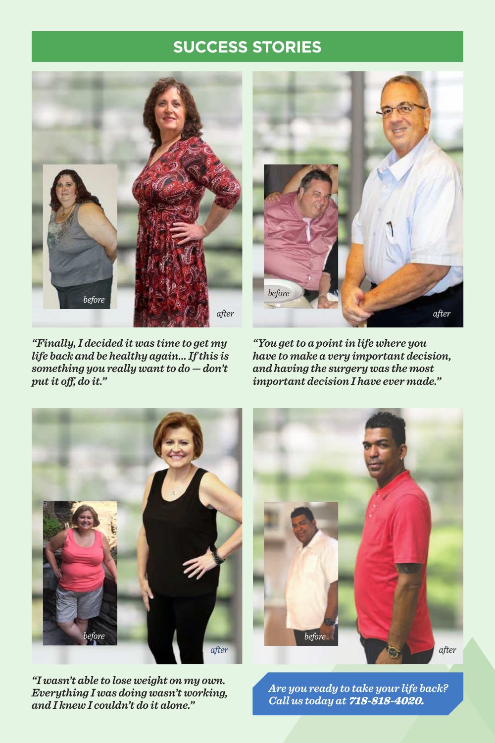# SUCCESS STORIES

before

after

*"Finally, I decided it was time to get my life back and be healthy again... If this is something you really want to do — don't put it off, do it."*

before

after

*"You get to a point in life where you have to make a very important decision, and having the surgery was the most important decision I have ever made."*

before

after

*"I wasn't able to lose weight on my own. Everything I was doing wasn't working, and I knew I couldn't do it alone."*

before

after

*Are you ready to take your life back? Call us today at **718-818-4020.***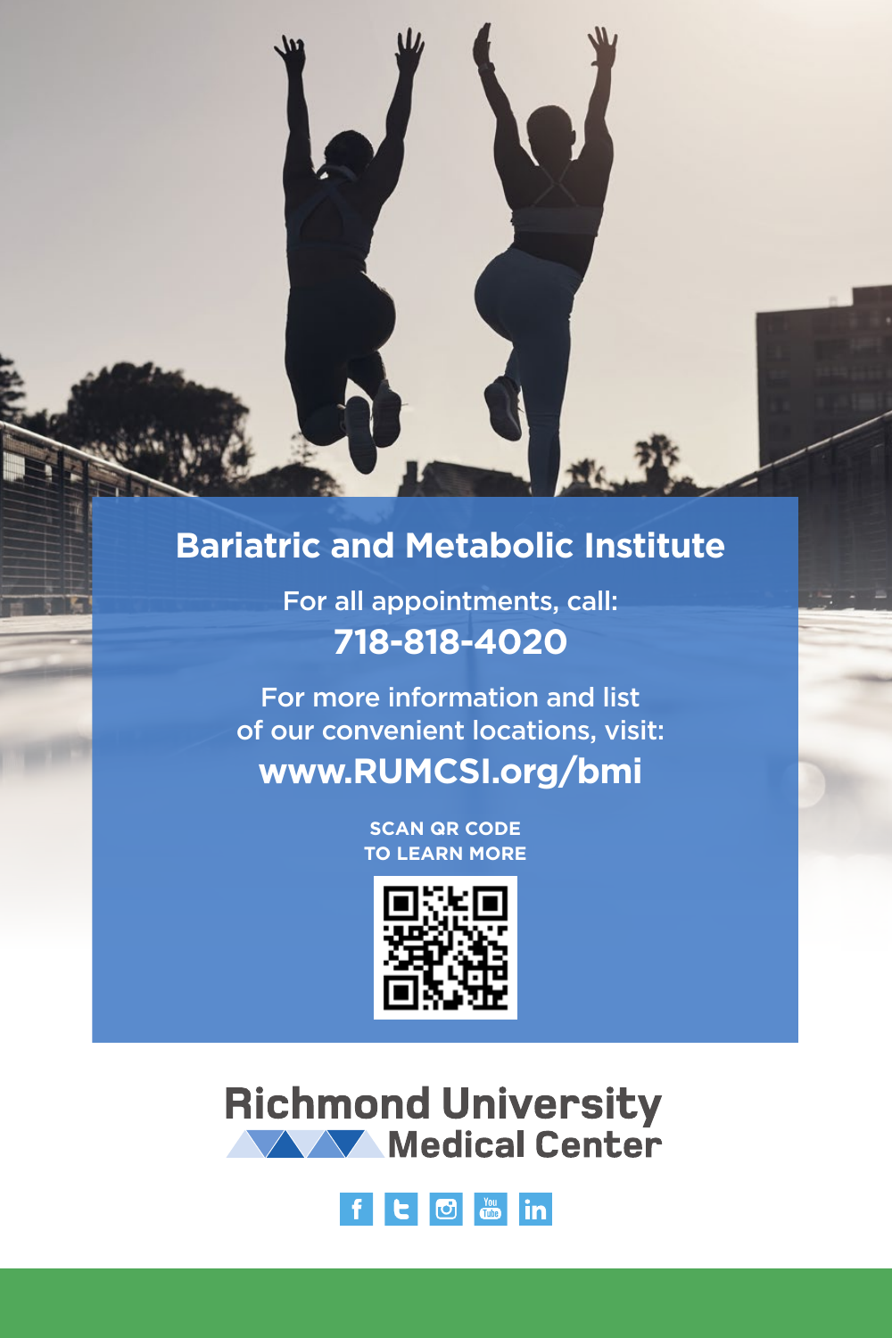## Bariatric and Metabolic Institute

For all appointments, call:

**718-818-4020**

For more information and list of our convenient locations, visit:

**www.RUMCSI.org/bmi**

**SCAN QR CODE TO LEARN MORE**

**Richmond University Medical Center**